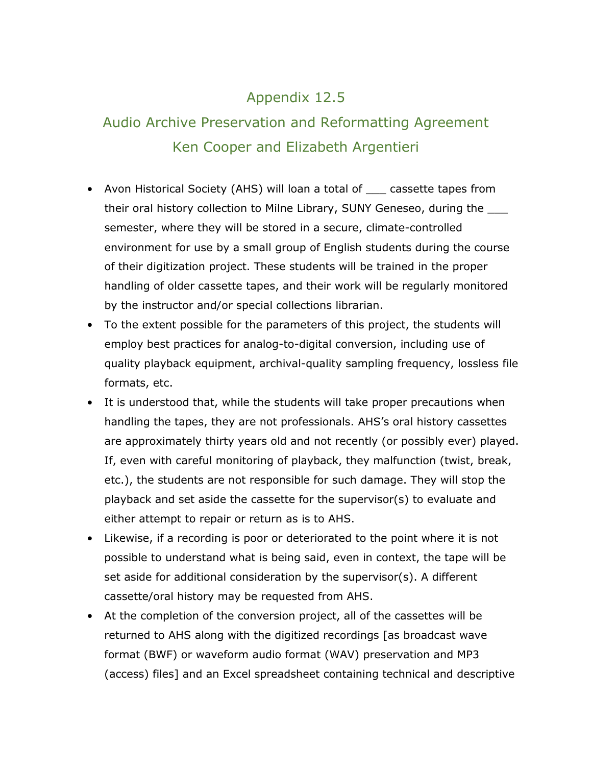# Appendix 12.5

## Audio Archive Preservation and Reformatting Agreement

## Ken Cooper and Elizabeth Argentieri

- Avon Historical Society (AHS) will loan a total of ___ cassette tapes from their oral history collection to Milne Library, SUNY Geneseo, during the ___ semester, where they will be stored in a secure, climate-controlled environment for use by a small group of English students during the course of their digitization project. These students will be trained in the proper handling of older cassette tapes, and their work will be regularly monitored by the instructor and/or special collections librarian.
- To the extent possible for the parameters of this project, the students will employ best practices for analog-to-digital conversion, including use of quality playback equipment, archival-quality sampling frequency, lossless file formats, etc.
- It is understood that, while the students will take proper precautions when handling the tapes, they are not professionals. AHS's oral history cassettes are approximately thirty years old and not recently (or possibly ever) played. If, even with careful monitoring of playback, they malfunction (twist, break, etc.), the students are not responsible for such damage. They will stop the playback and set aside the cassette for the supervisor(s) to evaluate and either attempt to repair or return as is to AHS.
- Likewise, if a recording is poor or deteriorated to the point where it is not possible to understand what is being said, even in context, the tape will be set aside for additional consideration by the supervisor(s). A different cassette/oral history may be requested from AHS.
- At the completion of the conversion project, all of the cassettes will be returned to AHS along with the digitized recordings [as broadcast wave format (BWF) or waveform audio format (WAV) preservation and MP3 (access) files] and an Excel spreadsheet containing technical and descriptive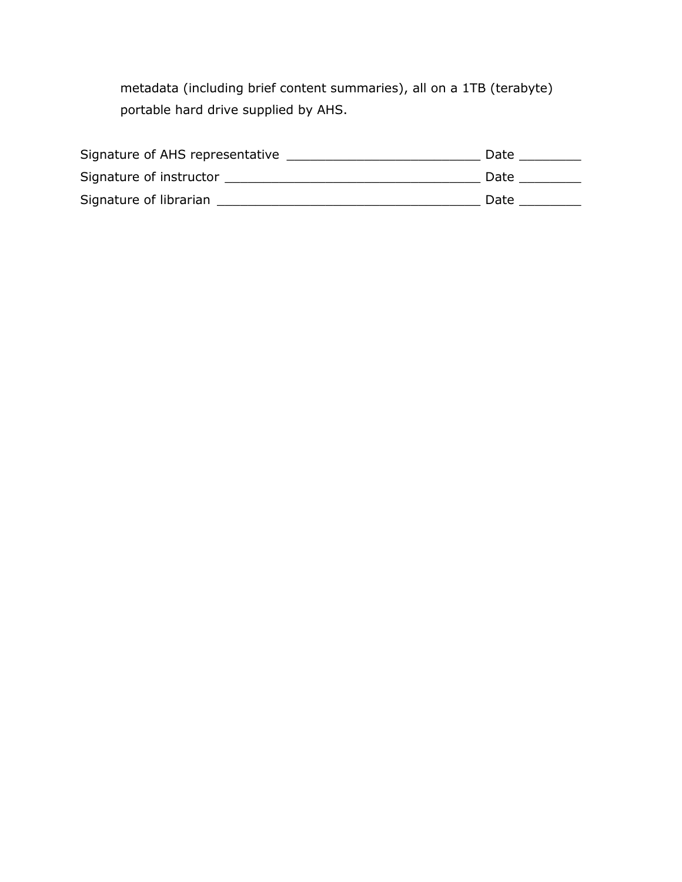metadata (including brief content summaries), all on a 1TB (terabyte) portable hard drive supplied by AHS.

Signature of AHS representative _________________________ Date ________

Signature of instructor _________________________________ Date ________

Signature of librarian __________________________________ Date ________